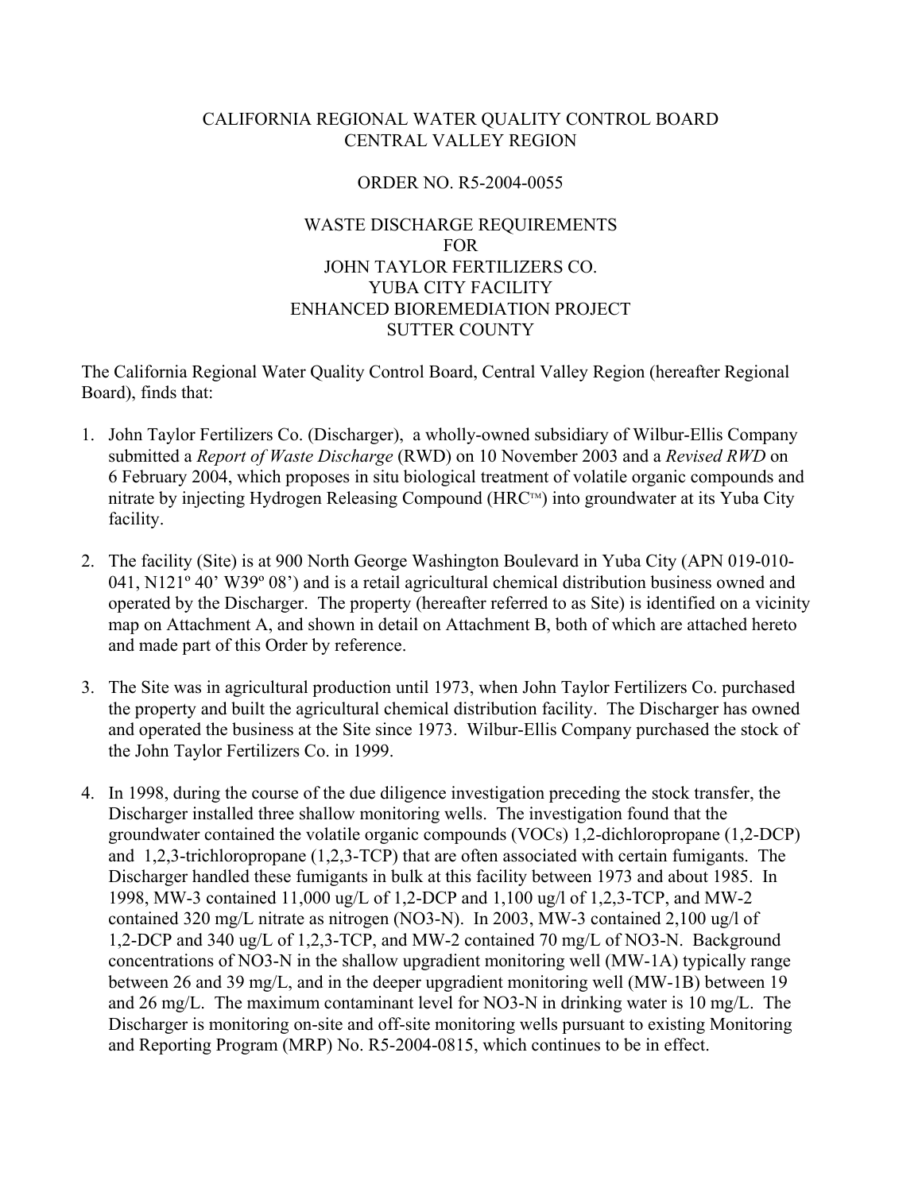CALIFORNIA REGIONAL WATER QUALITY CONTROL BOARD
CENTRAL VALLEY REGION

ORDER NO. R5-2004-0055

WASTE DISCHARGE REQUIREMENTS
FOR
JOHN TAYLOR FERTILIZERS CO.
YUBA CITY FACILITY
ENHANCED BIOREMEDIATION PROJECT
SUTTER COUNTY

The California Regional Water Quality Control Board, Central Valley Region (hereafter Regional Board), finds that:

1. John Taylor Fertilizers Co. (Discharger), a wholly-owned subsidiary of Wilbur-Ellis Company submitted a *Report of Waste Discharge* (RWD) on 10 November 2003 and a *Revised RWD* on 6 February 2004, which proposes in situ biological treatment of volatile organic compounds and nitrate by injecting Hydrogen Releasing Compound (HRC™) into groundwater at its Yuba City facility.

2. The facility (Site) is at 900 North George Washington Boulevard in Yuba City (APN 019-010-041, N121º 40' W39º 08') and is a retail agricultural chemical distribution business owned and operated by the Discharger. The property (hereafter referred to as Site) is identified on a vicinity map on Attachment A, and shown in detail on Attachment B, both of which are attached hereto and made part of this Order by reference.

3. The Site was in agricultural production until 1973, when John Taylor Fertilizers Co. purchased the property and built the agricultural chemical distribution facility. The Discharger has owned and operated the business at the Site since 1973. Wilbur-Ellis Company purchased the stock of the John Taylor Fertilizers Co. in 1999.

4. In 1998, during the course of the due diligence investigation preceding the stock transfer, the Discharger installed three shallow monitoring wells. The investigation found that the groundwater contained the volatile organic compounds (VOCs) 1,2-dichloropropane (1,2-DCP) and 1,2,3-trichloropropane (1,2,3-TCP) that are often associated with certain fumigants. The Discharger handled these fumigants in bulk at this facility between 1973 and about 1985. In 1998, MW-3 contained 11,000 ug/L of 1,2-DCP and 1,100 ug/l of 1,2,3-TCP, and MW-2 contained 320 mg/L nitrate as nitrogen (NO3-N). In 2003, MW-3 contained 2,100 ug/l of 1,2-DCP and 340 ug/L of 1,2,3-TCP, and MW-2 contained 70 mg/L of NO3-N. Background concentrations of NO3-N in the shallow upgradient monitoring well (MW-1A) typically range between 26 and 39 mg/L, and in the deeper upgradient monitoring well (MW-1B) between 19 and 26 mg/L. The maximum contaminant level for NO3-N in drinking water is 10 mg/L. The Discharger is monitoring on-site and off-site monitoring wells pursuant to existing Monitoring and Reporting Program (MRP) No. R5-2004-0815, which continues to be in effect.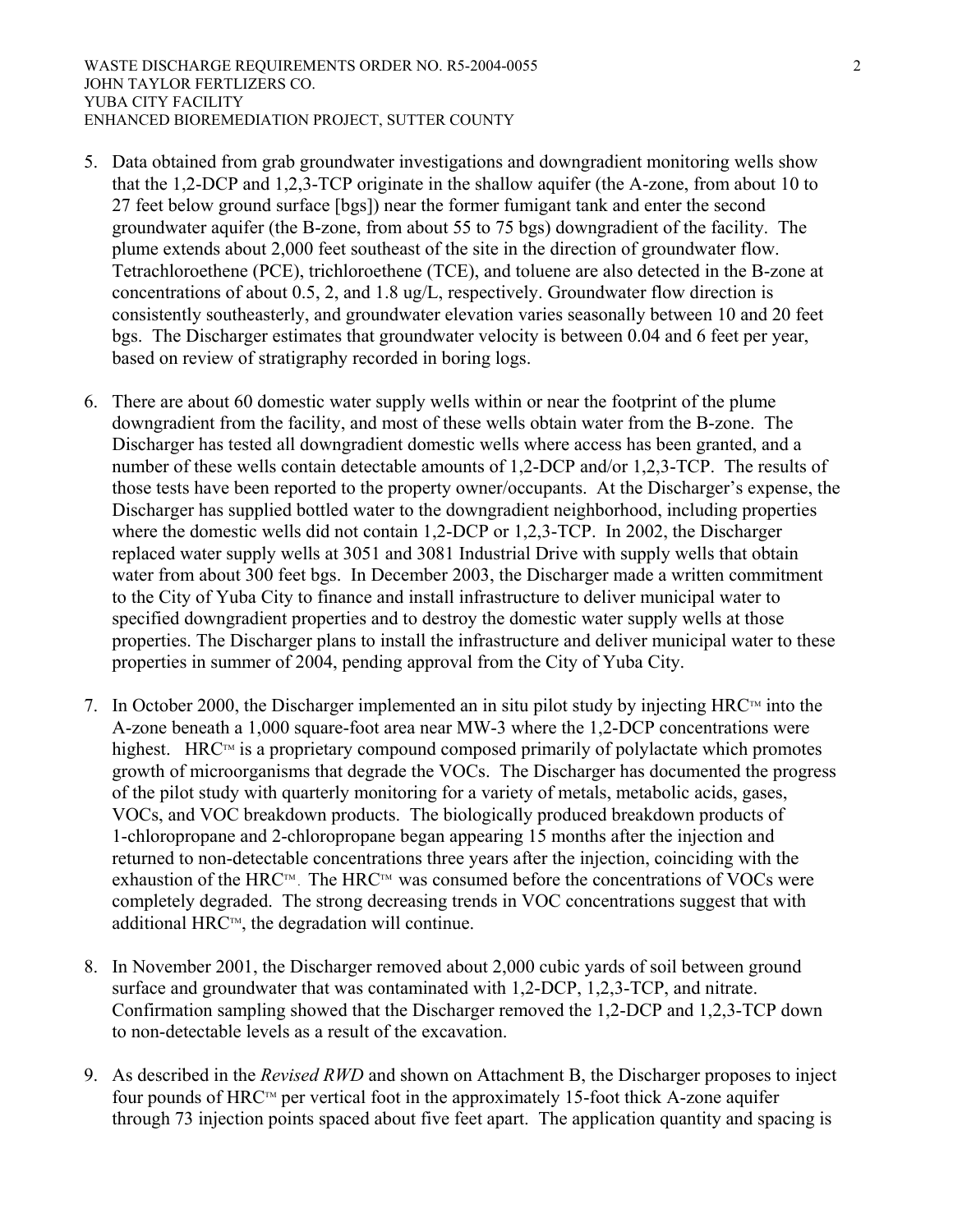5. Data obtained from grab groundwater investigations and downgradient monitoring wells show that the 1,2-DCP and 1,2,3-TCP originate in the shallow aquifer (the A-zone, from about 10 to 27 feet below ground surface [bgs]) near the former fumigant tank and enter the second groundwater aquifer (the B-zone, from about 55 to 75 bgs) downgradient of the facility. The plume extends about 2,000 feet southeast of the site in the direction of groundwater flow. Tetrachloroethene (PCE), trichloroethene (TCE), and toluene are also detected in the B-zone at concentrations of about 0.5, 2, and 1.8 ug/L, respectively. Groundwater flow direction is consistently southeasterly, and groundwater elevation varies seasonally between 10 and 20 feet bgs. The Discharger estimates that groundwater velocity is between 0.04 and 6 feet per year, based on review of stratigraphy recorded in boring logs.

6. There are about 60 domestic water supply wells within or near the footprint of the plume downgradient from the facility, and most of these wells obtain water from the B-zone. The Discharger has tested all downgradient domestic wells where access has been granted, and a number of these wells contain detectable amounts of 1,2-DCP and/or 1,2,3-TCP. The results of those tests have been reported to the property owner/occupants. At the Discharger's expense, the Discharger has supplied bottled water to the downgradient neighborhood, including properties where the domestic wells did not contain 1,2-DCP or 1,2,3-TCP. In 2002, the Discharger replaced water supply wells at 3051 and 3081 Industrial Drive with supply wells that obtain water from about 300 feet bgs. In December 2003, the Discharger made a written commitment to the City of Yuba City to finance and install infrastructure to deliver municipal water to specified downgradient properties and to destroy the domestic water supply wells at those properties. The Discharger plans to install the infrastructure and deliver municipal water to these properties in summer of 2004, pending approval from the City of Yuba City.

7. In October 2000, the Discharger implemented an in situ pilot study by injecting HRC™ into the A-zone beneath a 1,000 square-foot area near MW-3 where the 1,2-DCP concentrations were highest. HRC™ is a proprietary compound composed primarily of polylactate which promotes growth of microorganisms that degrade the VOCs. The Discharger has documented the progress of the pilot study with quarterly monitoring for a variety of metals, metabolic acids, gases, VOCs, and VOC breakdown products. The biologically produced breakdown products of 1-chloropropane and 2-chloropropane began appearing 15 months after the injection and returned to non-detectable concentrations three years after the injection, coinciding with the exhaustion of the HRC™. The HRC™ was consumed before the concentrations of VOCs were completely degraded. The strong decreasing trends in VOC concentrations suggest that with additional HRC™, the degradation will continue.

8. In November 2001, the Discharger removed about 2,000 cubic yards of soil between ground surface and groundwater that was contaminated with 1,2-DCP, 1,2,3-TCP, and nitrate. Confirmation sampling showed that the Discharger removed the 1,2-DCP and 1,2,3-TCP down to non-detectable levels as a result of the excavation.

9. As described in the *Revised RWD* and shown on Attachment B, the Discharger proposes to inject four pounds of HRC™ per vertical foot in the approximately 15-foot thick A-zone aquifer through 73 injection points spaced about five feet apart. The application quantity and spacing is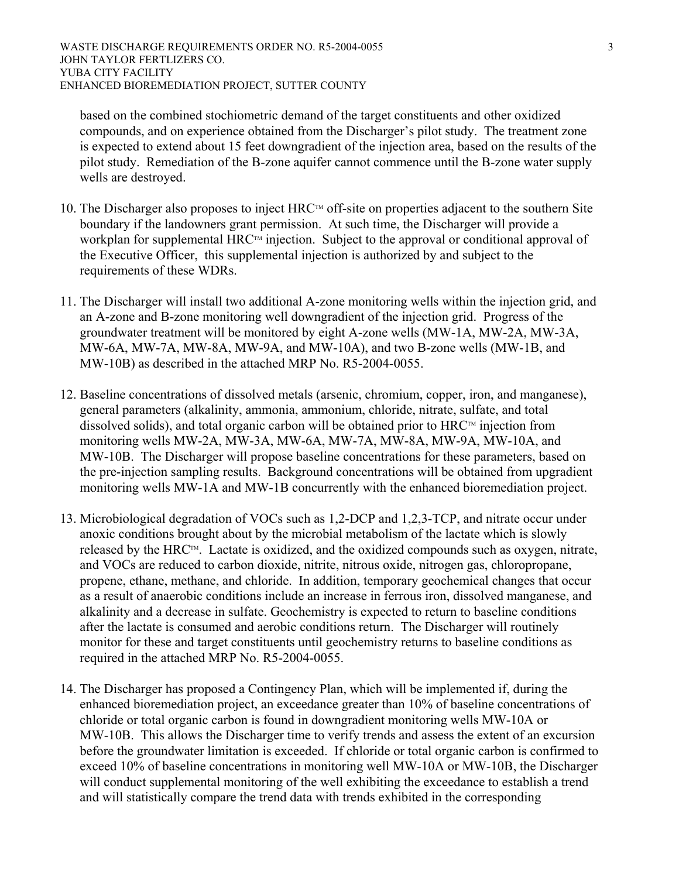based on the combined stochiometric demand of the target constituents and other oxidized compounds, and on experience obtained from the Discharger's pilot study. The treatment zone is expected to extend about 15 feet downgradient of the injection area, based on the results of the pilot study. Remediation of the B-zone aquifer cannot commence until the B-zone water supply wells are destroyed.

10. The Discharger also proposes to inject HRC™ off-site on properties adjacent to the southern Site boundary if the landowners grant permission. At such time, the Discharger will provide a workplan for supplemental HRC™ injection. Subject to the approval or conditional approval of the Executive Officer, this supplemental injection is authorized by and subject to the requirements of these WDRs.

11. The Discharger will install two additional A-zone monitoring wells within the injection grid, and an A-zone and B-zone monitoring well downgradient of the injection grid. Progress of the groundwater treatment will be monitored by eight A-zone wells (MW-1A, MW-2A, MW-3A, MW-6A, MW-7A, MW-8A, MW-9A, and MW-10A), and two B-zone wells (MW-1B, and MW-10B) as described in the attached MRP No. R5-2004-0055.

12. Baseline concentrations of dissolved metals (arsenic, chromium, copper, iron, and manganese), general parameters (alkalinity, ammonia, ammonium, chloride, nitrate, sulfate, and total dissolved solids), and total organic carbon will be obtained prior to HRC™ injection from monitoring wells MW-2A, MW-3A, MW-6A, MW-7A, MW-8A, MW-9A, MW-10A, and MW-10B. The Discharger will propose baseline concentrations for these parameters, based on the pre-injection sampling results. Background concentrations will be obtained from upgradient monitoring wells MW-1A and MW-1B concurrently with the enhanced bioremediation project.

13. Microbiological degradation of VOCs such as 1,2-DCP and 1,2,3-TCP, and nitrate occur under anoxic conditions brought about by the microbial metabolism of the lactate which is slowly released by the HRC™. Lactate is oxidized, and the oxidized compounds such as oxygen, nitrate, and VOCs are reduced to carbon dioxide, nitrite, nitrous oxide, nitrogen gas, chloropropane, propene, ethane, methane, and chloride. In addition, temporary geochemical changes that occur as a result of anaerobic conditions include an increase in ferrous iron, dissolved manganese, and alkalinity and a decrease in sulfate. Geochemistry is expected to return to baseline conditions after the lactate is consumed and aerobic conditions return. The Discharger will routinely monitor for these and target constituents until geochemistry returns to baseline conditions as required in the attached MRP No. R5-2004-0055.

14. The Discharger has proposed a Contingency Plan, which will be implemented if, during the enhanced bioremediation project, an exceedance greater than 10% of baseline concentrations of chloride or total organic carbon is found in downgradient monitoring wells MW-10A or MW-10B. This allows the Discharger time to verify trends and assess the extent of an excursion before the groundwater limitation is exceeded. If chloride or total organic carbon is confirmed to exceed 10% of baseline concentrations in monitoring well MW-10A or MW-10B, the Discharger will conduct supplemental monitoring of the well exhibiting the exceedance to establish a trend and will statistically compare the trend data with trends exhibited in the corresponding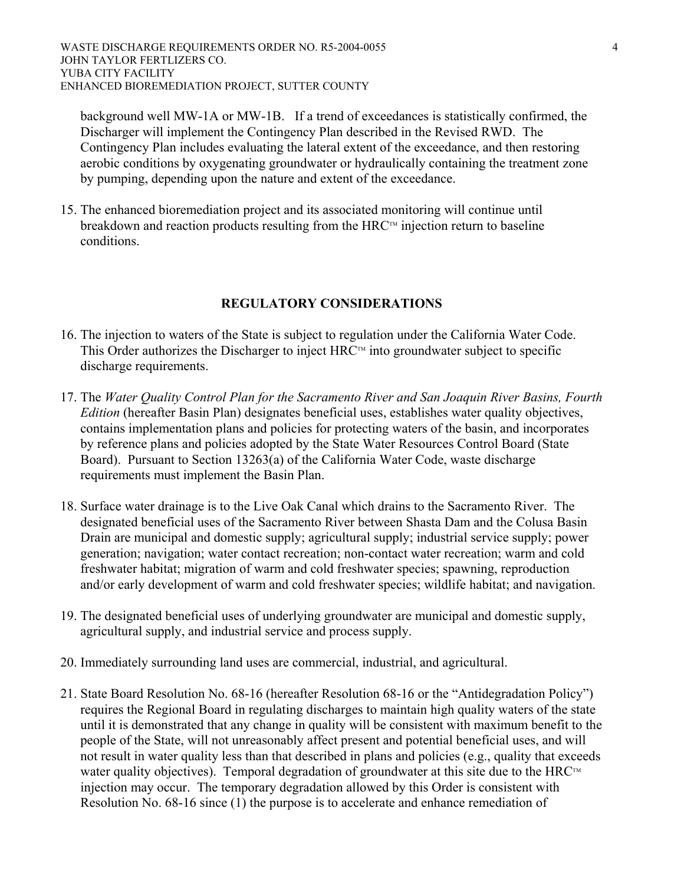background well MW-1A or MW-1B. If a trend of exceedances is statistically confirmed, the Discharger will implement the Contingency Plan described in the Revised RWD. The Contingency Plan includes evaluating the lateral extent of the exceedance, and then restoring aerobic conditions by oxygenating groundwater or hydraulically containing the treatment zone by pumping, depending upon the nature and extent of the exceedance.

15. The enhanced bioremediation project and its associated monitoring will continue until breakdown and reaction products resulting from the HRC™ injection return to baseline conditions.

## REGULATORY CONSIDERATIONS

16. The injection to waters of the State is subject to regulation under the California Water Code. This Order authorizes the Discharger to inject HRC™ into groundwater subject to specific discharge requirements.

17. The *Water Quality Control Plan for the Sacramento River and San Joaquin River Basins, Fourth Edition* (hereafter Basin Plan) designates beneficial uses, establishes water quality objectives, contains implementation plans and policies for protecting waters of the basin, and incorporates by reference plans and policies adopted by the State Water Resources Control Board (State Board). Pursuant to Section 13263(a) of the California Water Code, waste discharge requirements must implement the Basin Plan.

18. Surface water drainage is to the Live Oak Canal which drains to the Sacramento River. The designated beneficial uses of the Sacramento River between Shasta Dam and the Colusa Basin Drain are municipal and domestic supply; agricultural supply; industrial service supply; power generation; navigation; water contact recreation; non-contact water recreation; warm and cold freshwater habitat; migration of warm and cold freshwater species; spawning, reproduction and/or early development of warm and cold freshwater species; wildlife habitat; and navigation.

19. The designated beneficial uses of underlying groundwater are municipal and domestic supply, agricultural supply, and industrial service and process supply.

20. Immediately surrounding land uses are commercial, industrial, and agricultural.

21. State Board Resolution No. 68-16 (hereafter Resolution 68-16 or the "Antidegradation Policy") requires the Regional Board in regulating discharges to maintain high quality waters of the state until it is demonstrated that any change in quality will be consistent with maximum benefit to the people of the State, will not unreasonably affect present and potential beneficial uses, and will not result in water quality less than that described in plans and policies (e.g., quality that exceeds water quality objectives). Temporal degradation of groundwater at this site due to the HRC™ injection may occur. The temporary degradation allowed by this Order is consistent with Resolution No. 68-16 since (1) the purpose is to accelerate and enhance remediation of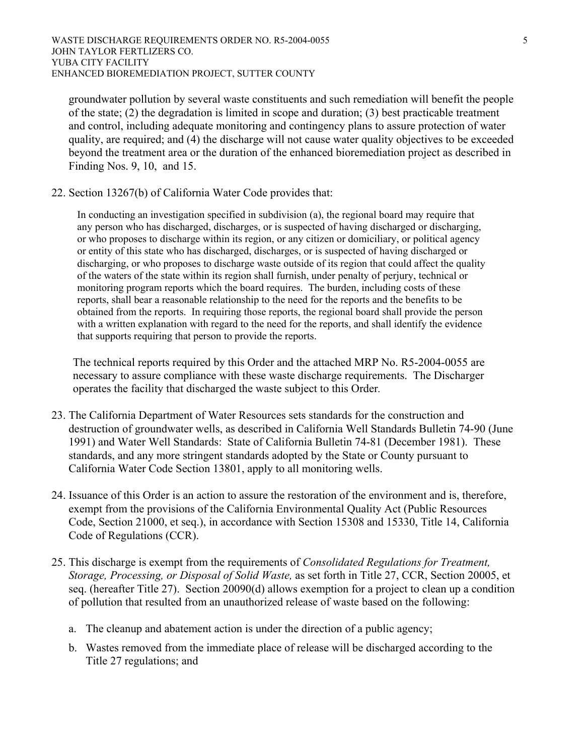groundwater pollution by several waste constituents and such remediation will benefit the people of the state; (2) the degradation is limited in scope and duration; (3) best practicable treatment and control, including adequate monitoring and contingency plans to assure protection of water quality, are required; and (4) the discharge will not cause water quality objectives to be exceeded beyond the treatment area or the duration of the enhanced bioremediation project as described in Finding Nos. 9, 10, and 15.

22. Section 13267(b) of California Water Code provides that:

    In conducting an investigation specified in subdivision (a), the regional board may require that any person who has discharged, discharges, or is suspected of having discharged or discharging, or who proposes to discharge within its region, or any citizen or domiciliary, or political agency or entity of this state who has discharged, discharges, or is suspected of having discharged or discharging, or who proposes to discharge waste outside of its region that could affect the quality of the waters of the state within its region shall furnish, under penalty of perjury, technical or monitoring program reports which the board requires. The burden, including costs of these reports, shall bear a reasonable relationship to the need for the reports and the benefits to be obtained from the reports. In requiring those reports, the regional board shall provide the person with a written explanation with regard to the need for the reports, and shall identify the evidence that supports requiring that person to provide the reports.

    The technical reports required by this Order and the attached MRP No. R5-2004-0055 are necessary to assure compliance with these waste discharge requirements. The Discharger operates the facility that discharged the waste subject to this Order.

23. The California Department of Water Resources sets standards for the construction and destruction of groundwater wells, as described in California Well Standards Bulletin 74-90 (June 1991) and Water Well Standards: State of California Bulletin 74-81 (December 1981). These standards, and any more stringent standards adopted by the State or County pursuant to California Water Code Section 13801, apply to all monitoring wells.

24. Issuance of this Order is an action to assure the restoration of the environment and is, therefore, exempt from the provisions of the California Environmental Quality Act (Public Resources Code, Section 21000, et seq.), in accordance with Section 15308 and 15330, Title 14, California Code of Regulations (CCR).

25. This discharge is exempt from the requirements of *Consolidated Regulations for Treatment, Storage, Processing, or Disposal of Solid Waste,* as set forth in Title 27, CCR, Section 20005, et seq. (hereafter Title 27). Section 20090(d) allows exemption for a project to clean up a condition of pollution that resulted from an unauthorized release of waste based on the following:

    a. The cleanup and abatement action is under the direction of a public agency;
    b. Wastes removed from the immediate place of release will be discharged according to the Title 27 regulations; and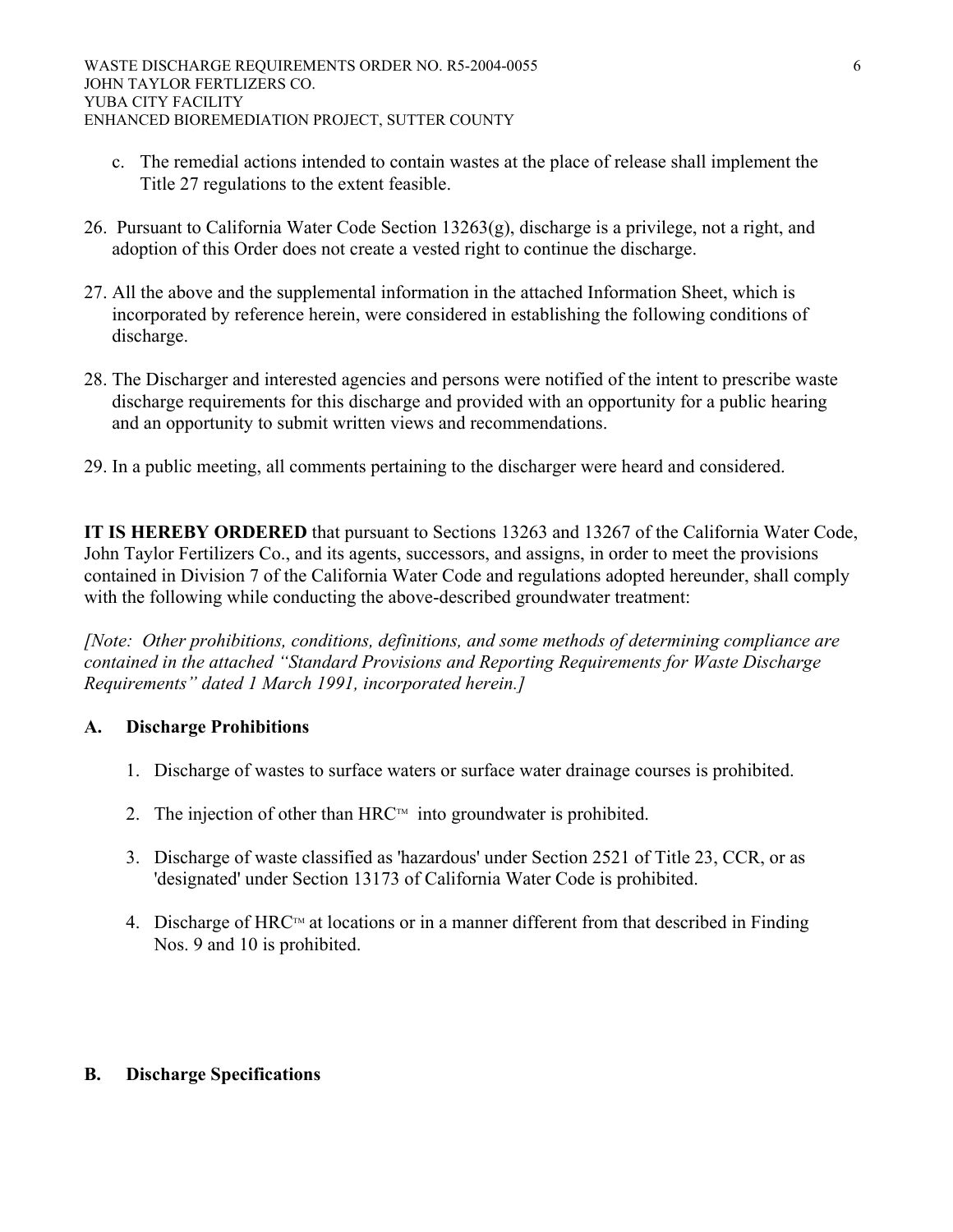c. The remedial actions intended to contain wastes at the place of release shall implement the Title 27 regulations to the extent feasible.

26. Pursuant to California Water Code Section 13263(g), discharge is a privilege, not a right, and adoption of this Order does not create a vested right to continue the discharge.

27. All the above and the supplemental information in the attached Information Sheet, which is incorporated by reference herein, were considered in establishing the following conditions of discharge.

28. The Discharger and interested agencies and persons were notified of the intent to prescribe waste discharge requirements for this discharge and provided with an opportunity for a public hearing and an opportunity to submit written views and recommendations.

29. In a public meeting, all comments pertaining to the discharger were heard and considered.

**IT IS HEREBY ORDERED** that pursuant to Sections 13263 and 13267 of the California Water Code, John Taylor Fertilizers Co., and its agents, successors, and assigns, in order to meet the provisions contained in Division 7 of the California Water Code and regulations adopted hereunder, shall comply with the following while conducting the above-described groundwater treatment:

*[Note: Other prohibitions, conditions, definitions, and some methods of determining compliance are contained in the attached "Standard Provisions and Reporting Requirements for Waste Discharge Requirements" dated 1 March 1991, incorporated herein.]*

## A. Discharge Prohibitions

1. Discharge of wastes to surface waters or surface water drainage courses is prohibited.

2. The injection of other than HRC™ into groundwater is prohibited.

3. Discharge of waste classified as 'hazardous' under Section 2521 of Title 23, CCR, or as 'designated' under Section 13173 of California Water Code is prohibited.

4. Discharge of HRC™ at locations or in a manner different from that described in Finding Nos. 9 and 10 is prohibited.

## B. Discharge Specifications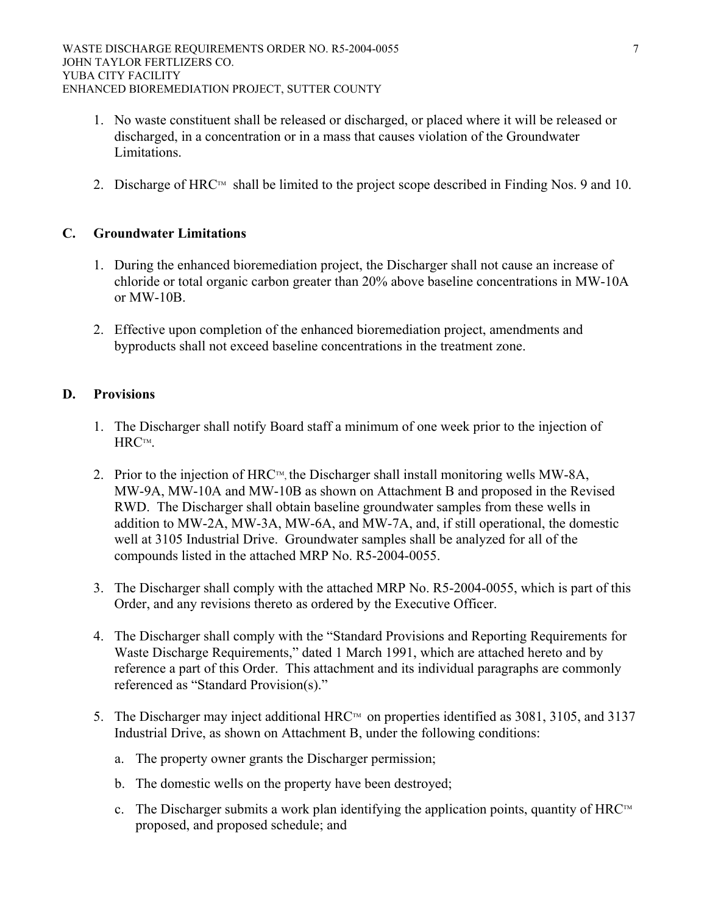1. No waste constituent shall be released or discharged, or placed where it will be released or discharged, in a concentration or in a mass that causes violation of the Groundwater Limitations.

2. Discharge of HRC™ shall be limited to the project scope described in Finding Nos. 9 and 10.

## C. Groundwater Limitations

1. During the enhanced bioremediation project, the Discharger shall not cause an increase of chloride or total organic carbon greater than 20% above baseline concentrations in MW-10A or MW-10B.

2. Effective upon completion of the enhanced bioremediation project, amendments and byproducts shall not exceed baseline concentrations in the treatment zone.

## D. Provisions

1. The Discharger shall notify Board staff a minimum of one week prior to the injection of HRC™.

2. Prior to the injection of HRC™, the Discharger shall install monitoring wells MW-8A, MW-9A, MW-10A and MW-10B as shown on Attachment B and proposed in the Revised RWD. The Discharger shall obtain baseline groundwater samples from these wells in addition to MW-2A, MW-3A, MW-6A, and MW-7A, and, if still operational, the domestic well at 3105 Industrial Drive. Groundwater samples shall be analyzed for all of the compounds listed in the attached MRP No. R5-2004-0055.

3. The Discharger shall comply with the attached MRP No. R5-2004-0055, which is part of this Order, and any revisions thereto as ordered by the Executive Officer.

4. The Discharger shall comply with the "Standard Provisions and Reporting Requirements for Waste Discharge Requirements," dated 1 March 1991, which are attached hereto and by reference a part of this Order. This attachment and its individual paragraphs are commonly referenced as "Standard Provision(s)."

5. The Discharger may inject additional HRC™ on properties identified as 3081, 3105, and 3137 Industrial Drive, as shown on Attachment B, under the following conditions:

   a. The property owner grants the Discharger permission;

   b. The domestic wells on the property have been destroyed;

   c. The Discharger submits a work plan identifying the application points, quantity of HRC™ proposed, and proposed schedule; and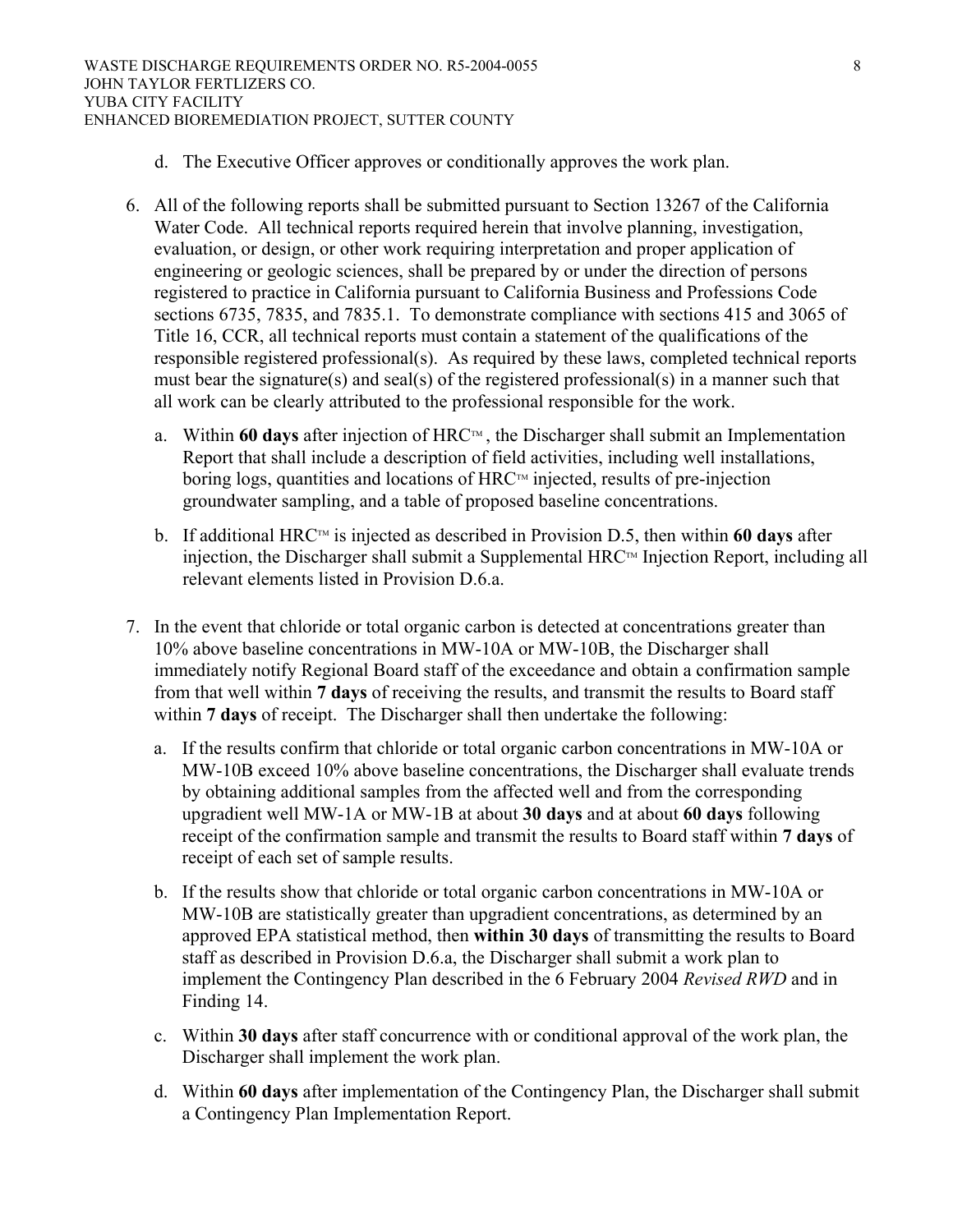d. The Executive Officer approves or conditionally approves the work plan.

6. All of the following reports shall be submitted pursuant to Section 13267 of the California Water Code. All technical reports required herein that involve planning, investigation, evaluation, or design, or other work requiring interpretation and proper application of engineering or geologic sciences, shall be prepared by or under the direction of persons registered to practice in California pursuant to California Business and Professions Code sections 6735, 7835, and 7835.1. To demonstrate compliance with sections 415 and 3065 of Title 16, CCR, all technical reports must contain a statement of the qualifications of the responsible registered professional(s). As required by these laws, completed technical reports must bear the signature(s) and seal(s) of the registered professional(s) in a manner such that all work can be clearly attributed to the professional responsible for the work.

   a. Within **60 days** after injection of HRC™, the Discharger shall submit an Implementation Report that shall include a description of field activities, including well installations, boring logs, quantities and locations of HRC™ injected, results of pre-injection groundwater sampling, and a table of proposed baseline concentrations.

   b. If additional HRC™ is injected as described in Provision D.5, then within **60 days** after injection, the Discharger shall submit a Supplemental HRC™ Injection Report, including all relevant elements listed in Provision D.6.a.

7. In the event that chloride or total organic carbon is detected at concentrations greater than 10% above baseline concentrations in MW-10A or MW-10B, the Discharger shall immediately notify Regional Board staff of the exceedance and obtain a confirmation sample from that well within **7 days** of receiving the results, and transmit the results to Board staff within **7 days** of receipt. The Discharger shall then undertake the following:

   a. If the results confirm that chloride or total organic carbon concentrations in MW-10A or MW-10B exceed 10% above baseline concentrations, the Discharger shall evaluate trends by obtaining additional samples from the affected well and from the corresponding upgradient well MW-1A or MW-1B at about **30 days** and at about **60 days** following receipt of the confirmation sample and transmit the results to Board staff within **7 days** of receipt of each set of sample results.

   b. If the results show that chloride or total organic carbon concentrations in MW-10A or MW-10B are statistically greater than upgradient concentrations, as determined by an approved EPA statistical method, then **within 30 days** of transmitting the results to Board staff as described in Provision D.6.a, the Discharger shall submit a work plan to implement the Contingency Plan described in the 6 February 2004 *Revised RWD* and in Finding 14.

   c. Within **30 days** after staff concurrence with or conditional approval of the work plan, the Discharger shall implement the work plan.

   d. Within **60 days** after implementation of the Contingency Plan, the Discharger shall submit a Contingency Plan Implementation Report.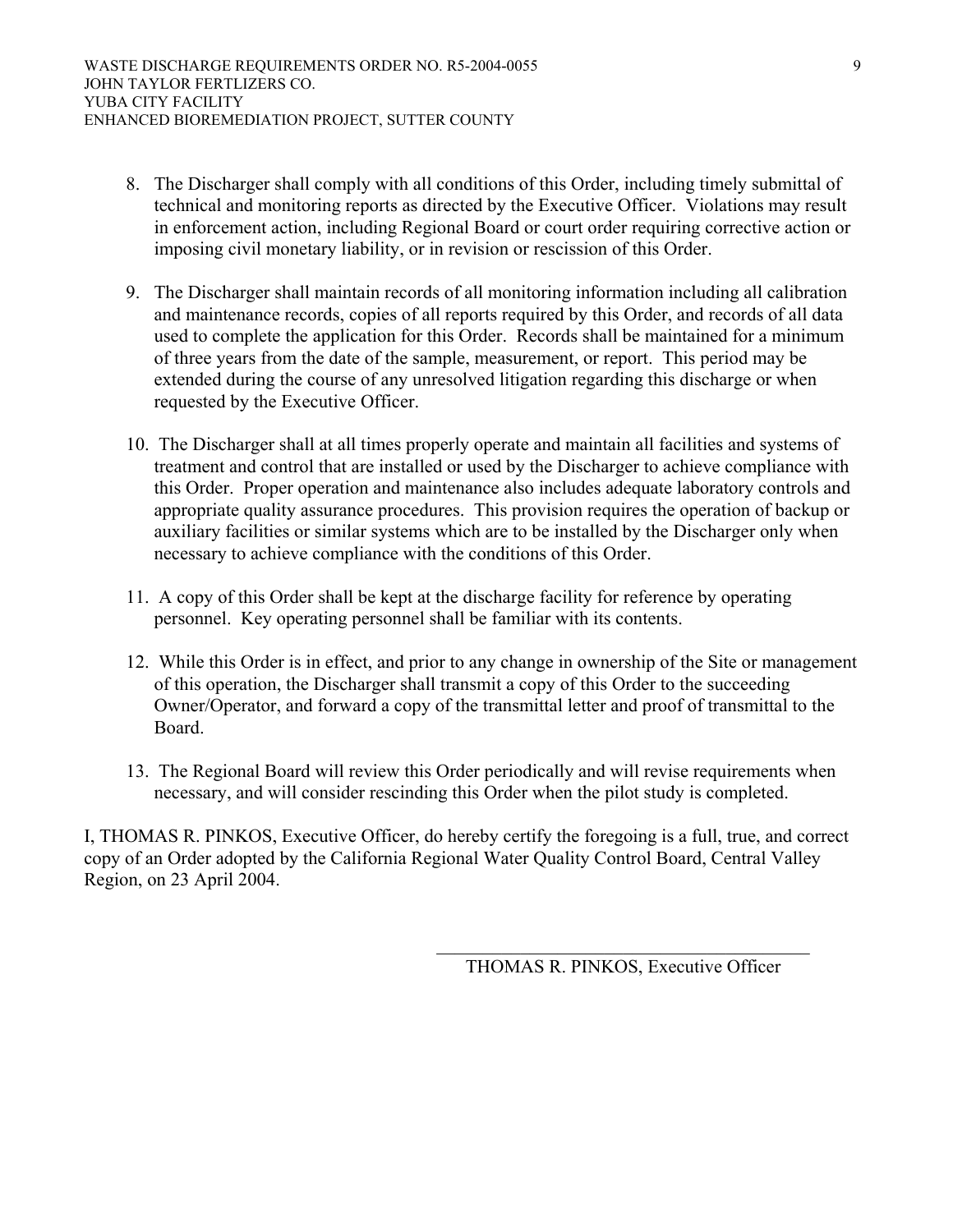8. The Discharger shall comply with all conditions of this Order, including timely submittal of technical and monitoring reports as directed by the Executive Officer. Violations may result in enforcement action, including Regional Board or court order requiring corrective action or imposing civil monetary liability, or in revision or rescission of this Order.

9. The Discharger shall maintain records of all monitoring information including all calibration and maintenance records, copies of all reports required by this Order, and records of all data used to complete the application for this Order. Records shall be maintained for a minimum of three years from the date of the sample, measurement, or report. This period may be extended during the course of any unresolved litigation regarding this discharge or when requested by the Executive Officer.

10. The Discharger shall at all times properly operate and maintain all facilities and systems of treatment and control that are installed or used by the Discharger to achieve compliance with this Order. Proper operation and maintenance also includes adequate laboratory controls and appropriate quality assurance procedures. This provision requires the operation of backup or auxiliary facilities or similar systems which are to be installed by the Discharger only when necessary to achieve compliance with the conditions of this Order.

11. A copy of this Order shall be kept at the discharge facility for reference by operating personnel. Key operating personnel shall be familiar with its contents.

12. While this Order is in effect, and prior to any change in ownership of the Site or management of this operation, the Discharger shall transmit a copy of this Order to the succeeding Owner/Operator, and forward a copy of the transmittal letter and proof of transmittal to the Board.

13. The Regional Board will review this Order periodically and will revise requirements when necessary, and will consider rescinding this Order when the pilot study is completed.

I, THOMAS R. PINKOS, Executive Officer, do hereby certify the foregoing is a full, true, and correct copy of an Order adopted by the California Regional Water Quality Control Board, Central Valley Region, on 23 April 2004.

\_\_\_\_\_\_\_\_\_\_\_\_\_\_\_\_\_\_\_\_\_\_\_\_\_\_\_\_\_\_\_\_\_\_\_\_\_\_\_\_

THOMAS R. PINKOS, Executive Officer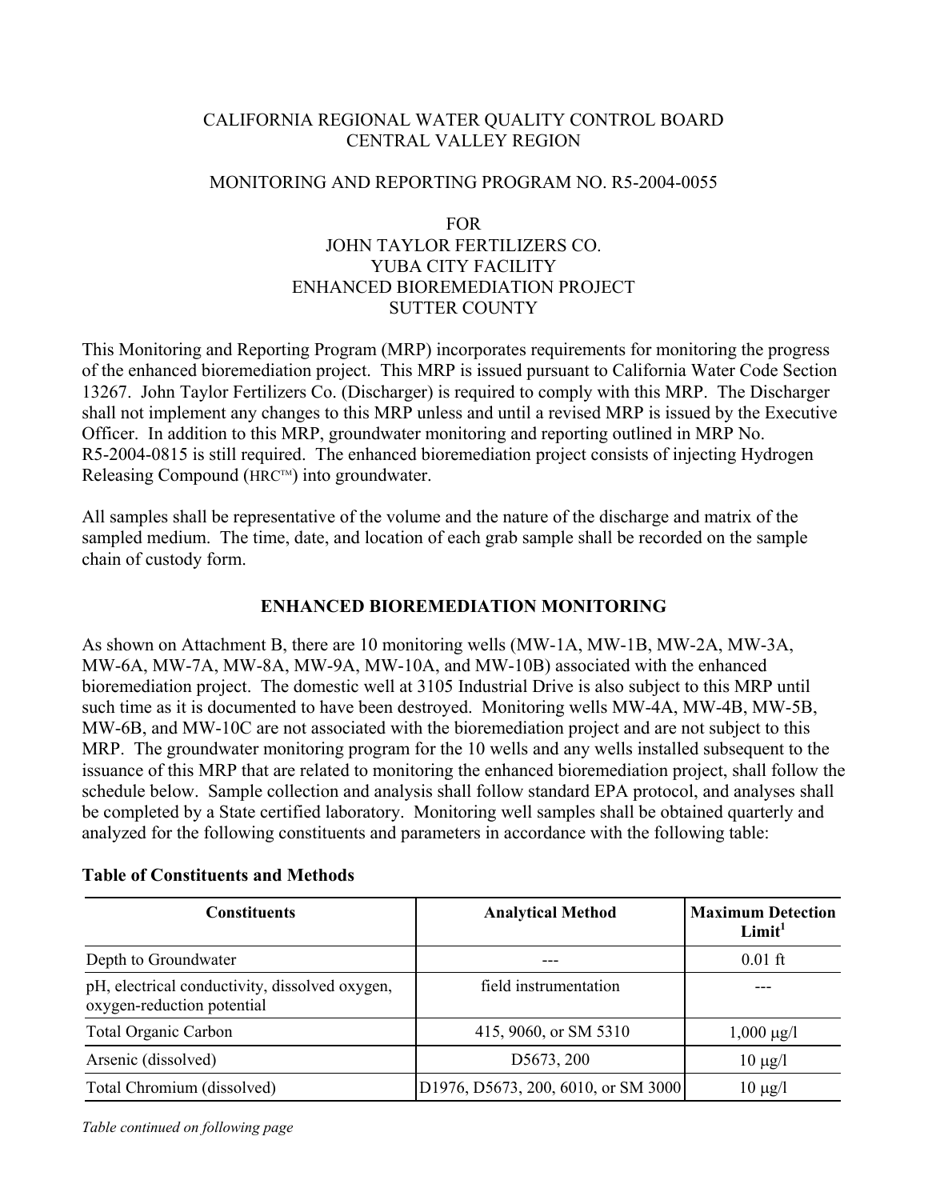CALIFORNIA REGIONAL WATER QUALITY CONTROL BOARD
CENTRAL VALLEY REGION

MONITORING AND REPORTING PROGRAM NO. R5-2004-0055

FOR
JOHN TAYLOR FERTILIZERS CO.
YUBA CITY FACILITY
ENHANCED BIOREMEDIATION PROJECT
SUTTER COUNTY

This Monitoring and Reporting Program (MRP) incorporates requirements for monitoring the progress of the enhanced bioremediation project. This MRP is issued pursuant to California Water Code Section 13267. John Taylor Fertilizers Co. (Discharger) is required to comply with this MRP. The Discharger shall not implement any changes to this MRP unless and until a revised MRP is issued by the Executive Officer. In addition to this MRP, groundwater monitoring and reporting outlined in MRP No. R5-2004-0815 is still required. The enhanced bioremediation project consists of injecting Hydrogen Releasing Compound (HRC™) into groundwater.

All samples shall be representative of the volume and the nature of the discharge and matrix of the sampled medium. The time, date, and location of each grab sample shall be recorded on the sample chain of custody form.

## ENHANCED BIOREMEDIATION MONITORING

As shown on Attachment B, there are 10 monitoring wells (MW-1A, MW-1B, MW-2A, MW-3A, MW-6A, MW-7A, MW-8A, MW-9A, MW-10A, and MW-10B) associated with the enhanced bioremediation project. The domestic well at 3105 Industrial Drive is also subject to this MRP until such time as it is documented to have been destroyed. Monitoring wells MW-4A, MW-4B, MW-5B, MW-6B, and MW-10C are not associated with the bioremediation project and are not subject to this MRP. The groundwater monitoring program for the 10 wells and any wells installed subsequent to the issuance of this MRP that are related to monitoring the enhanced bioremediation project, shall follow the schedule below. Sample collection and analysis shall follow standard EPA protocol, and analyses shall be completed by a State certified laboratory. Monitoring well samples shall be obtained quarterly and analyzed for the following constituents and parameters in accordance with the following table:

**Table of Constituents and Methods**

| Constituents | Analytical Method | Maximum Detection Limit[1] |
|---|---|---|
| Depth to Groundwater | --- | 0.01 ft |
| pH, electrical conductivity, dissolved oxygen, oxygen-reduction potential | field instrumentation | --- |
| Total Organic Carbon | 415, 9060, or SM 5310 | 1,000 μg/l |
| Arsenic (dissolved) | D5673, 200 | 10 μg/l |
| Total Chromium (dissolved) | D1976, D5673, 200, 6010, or SM 3000 | 10 μg/l |

*Table continued on following page*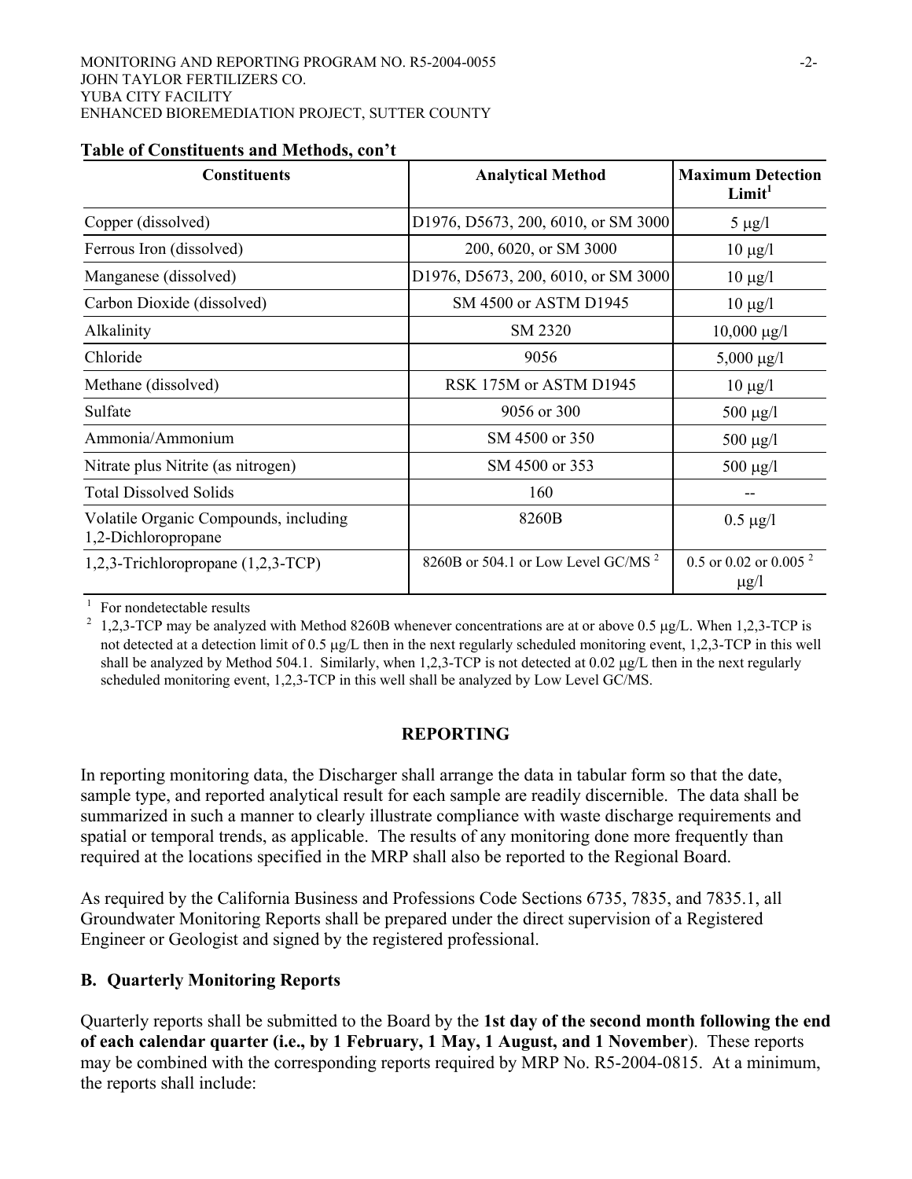**Table of Constituents and Methods, con't**

| Constituents | Analytical Method | Maximum Detection Limit[1] |
|---|---|---|
| Copper (dissolved) | D1976, D5673, 200, 6010, or SM 3000 | 5 μg/l |
| Ferrous Iron (dissolved) | 200, 6020, or SM 3000 | 10 μg/l |
| Manganese (dissolved) | D1976, D5673, 200, 6010, or SM 3000 | 10 μg/l |
| Carbon Dioxide (dissolved) | SM 4500 or ASTM D1945 | 10 μg/l |
| Alkalinity | SM 2320 | 10,000 μg/l |
| Chloride | 9056 | 5,000 μg/l |
| Methane (dissolved) | RSK 175M or ASTM D1945 | 10 μg/l |
| Sulfate | 9056 or 300 | 500 μg/l |
| Ammonia/Ammonium | SM 4500 or 350 | 500 μg/l |
| Nitrate plus Nitrite (as nitrogen) | SM 4500 or 353 | 500 μg/l |
| Total Dissolved Solids | 160 | -- |
| Volatile Organic Compounds, including 1,2-Dichloropropane | 8260B | 0.5 μg/l |
| 1,2,3-Trichloropropane (1,2,3-TCP) | 8260B or 504.1 or Low Level GC/MS [2] | 0.5 or 0.02 or 0.005 [2] μg/l |

[1] For nondetectable results

[2] 1,2,3-TCP may be analyzed with Method 8260B whenever concentrations are at or above 0.5 μg/L. When 1,2,3-TCP is not detected at a detection limit of 0.5 μg/L then in the next regularly scheduled monitoring event, 1,2,3-TCP in this well shall be analyzed by Method 504.1. Similarly, when 1,2,3-TCP is not detected at 0.02 μg/L then in the next regularly scheduled monitoring event, 1,2,3-TCP in this well shall be analyzed by Low Level GC/MS.

## REPORTING

In reporting monitoring data, the Discharger shall arrange the data in tabular form so that the date, sample type, and reported analytical result for each sample are readily discernible. The data shall be summarized in such a manner to clearly illustrate compliance with waste discharge requirements and spatial or temporal trends, as applicable. The results of any monitoring done more frequently than required at the locations specified in the MRP shall also be reported to the Regional Board.

As required by the California Business and Professions Code Sections 6735, 7835, and 7835.1, all Groundwater Monitoring Reports shall be prepared under the direct supervision of a Registered Engineer or Geologist and signed by the registered professional.

### B. Quarterly Monitoring Reports

Quarterly reports shall be submitted to the Board by the **1st day of the second month following the end of each calendar quarter (i.e., by 1 February, 1 May, 1 August, and 1 November)**. These reports may be combined with the corresponding reports required by MRP No. R5-2004-0815. At a minimum, the reports shall include: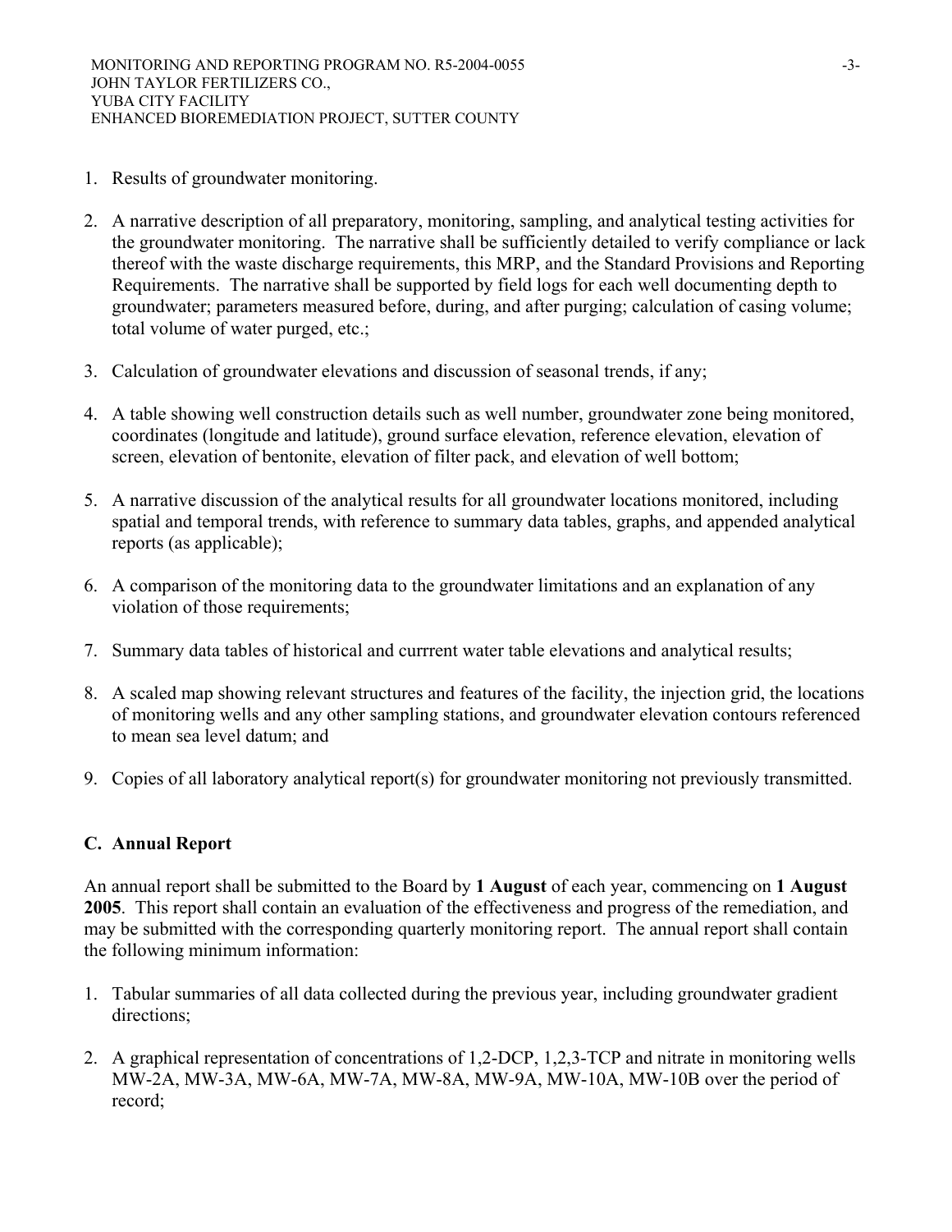1. Results of groundwater monitoring.

2. A narrative description of all preparatory, monitoring, sampling, and analytical testing activities for the groundwater monitoring. The narrative shall be sufficiently detailed to verify compliance or lack thereof with the waste discharge requirements, this MRP, and the Standard Provisions and Reporting Requirements. The narrative shall be supported by field logs for each well documenting depth to groundwater; parameters measured before, during, and after purging; calculation of casing volume; total volume of water purged, etc.;

3. Calculation of groundwater elevations and discussion of seasonal trends, if any;

4. A table showing well construction details such as well number, groundwater zone being monitored, coordinates (longitude and latitude), ground surface elevation, reference elevation, elevation of screen, elevation of bentonite, elevation of filter pack, and elevation of well bottom;

5. A narrative discussion of the analytical results for all groundwater locations monitored, including spatial and temporal trends, with reference to summary data tables, graphs, and appended analytical reports (as applicable);

6. A comparison of the monitoring data to the groundwater limitations and an explanation of any violation of those requirements;

7. Summary data tables of historical and currrent water table elevations and analytical results;

8. A scaled map showing relevant structures and features of the facility, the injection grid, the locations of monitoring wells and any other sampling stations, and groundwater elevation contours referenced to mean sea level datum; and

9. Copies of all laboratory analytical report(s) for groundwater monitoring not previously transmitted.

## C. Annual Report

An annual report shall be submitted to the Board by **1 August** of each year, commencing on **1 August 2005**. This report shall contain an evaluation of the effectiveness and progress of the remediation, and may be submitted with the corresponding quarterly monitoring report. The annual report shall contain the following minimum information:

1. Tabular summaries of all data collected during the previous year, including groundwater gradient directions;

2. A graphical representation of concentrations of 1,2-DCP, 1,2,3-TCP and nitrate in monitoring wells MW-2A, MW-3A, MW-6A, MW-7A, MW-8A, MW-9A, MW-10A, MW-10B over the period of record;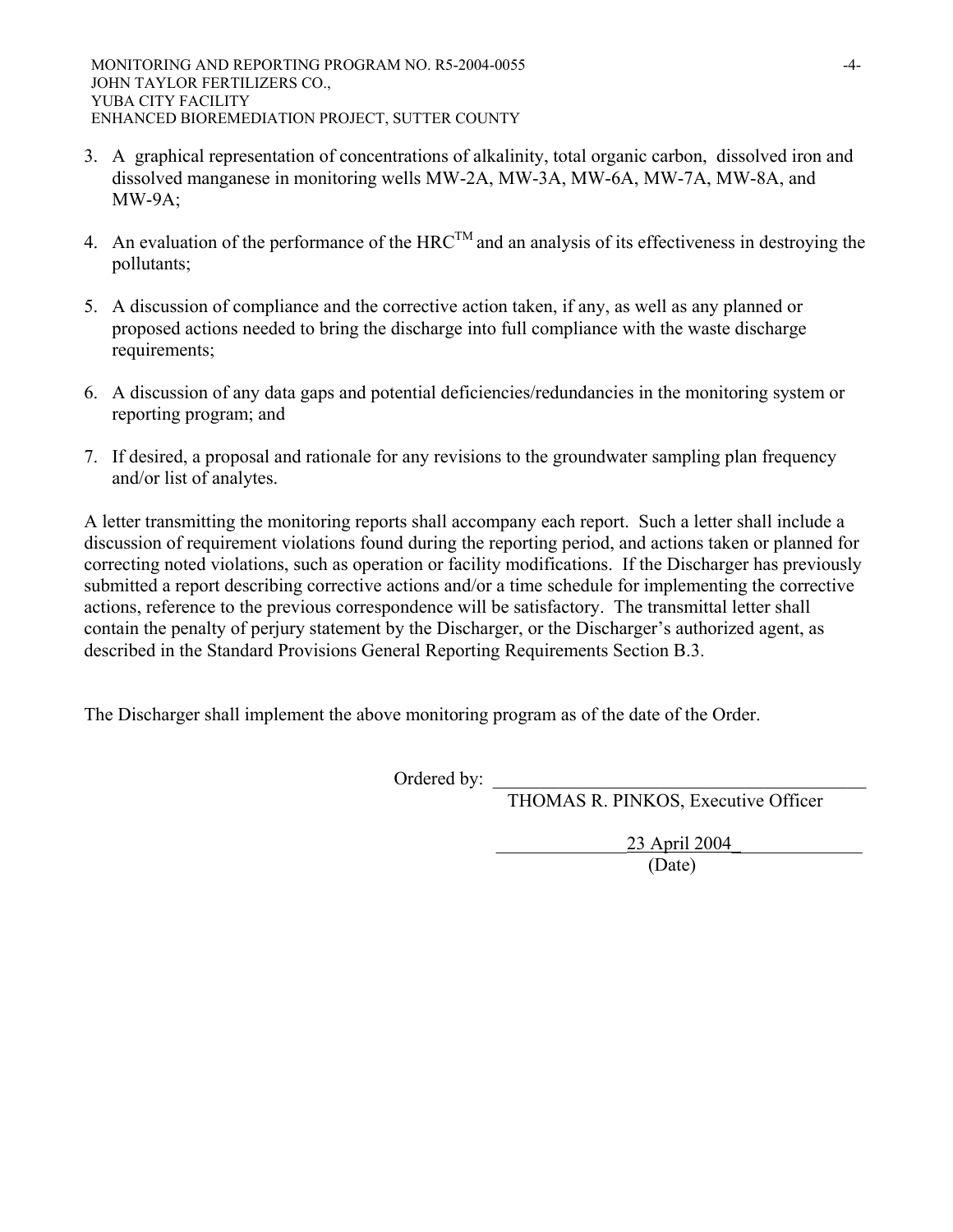3. A graphical representation of concentrations of alkalinity, total organic carbon, dissolved iron and dissolved manganese in monitoring wells MW-2A, MW-3A, MW-6A, MW-7A, MW-8A, and MW-9A;

4. An evaluation of the performance of the HRC™ and an analysis of its effectiveness in destroying the pollutants;

5. A discussion of compliance and the corrective action taken, if any, as well as any planned or proposed actions needed to bring the discharge into full compliance with the waste discharge requirements;

6. A discussion of any data gaps and potential deficiencies/redundancies in the monitoring system or reporting program; and

7. If desired, a proposal and rationale for any revisions to the groundwater sampling plan frequency and/or list of analytes.

A letter transmitting the monitoring reports shall accompany each report. Such a letter shall include a discussion of requirement violations found during the reporting period, and actions taken or planned for correcting noted violations, such as operation or facility modifications. If the Discharger has previously submitted a report describing corrective actions and/or a time schedule for implementing the corrective actions, reference to the previous correspondence will be satisfactory. The transmittal letter shall contain the penalty of perjury statement by the Discharger, or the Discharger's authorized agent, as described in the Standard Provisions General Reporting Requirements Section B.3.

The Discharger shall implement the above monitoring program as of the date of the Order.

Ordered by: ________________________________

THOMAS R. PINKOS, Executive Officer

23 April 2004

(Date)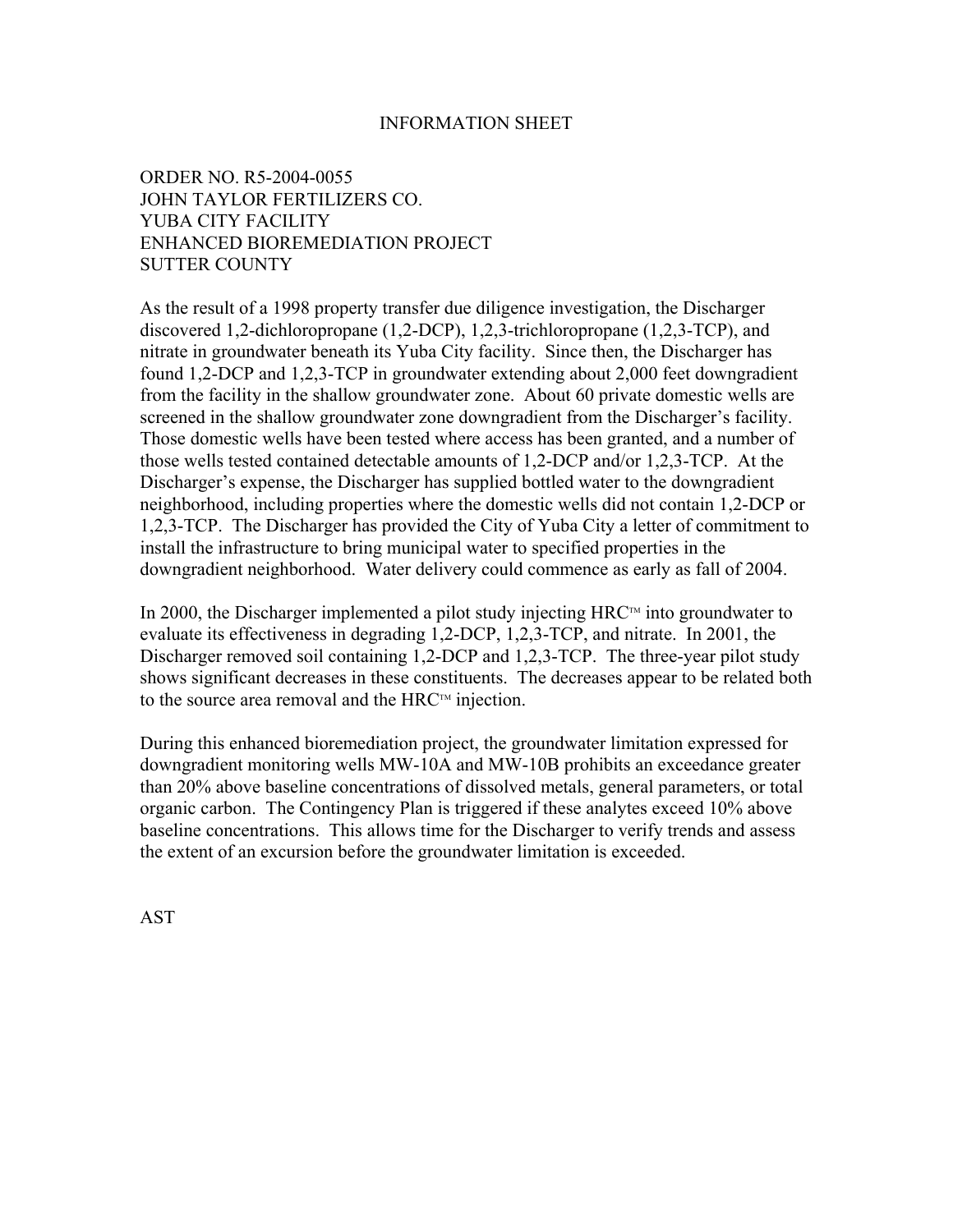# INFORMATION SHEET

ORDER NO. R5-2004-0055
JOHN TAYLOR FERTILIZERS CO.
YUBA CITY FACILITY
ENHANCED BIOREMEDIATION PROJECT
SUTTER COUNTY

As the result of a 1998 property transfer due diligence investigation, the Discharger discovered 1,2-dichloropropane (1,2-DCP), 1,2,3-trichloropropane (1,2,3-TCP), and nitrate in groundwater beneath its Yuba City facility. Since then, the Discharger has found 1,2-DCP and 1,2,3-TCP in groundwater extending about 2,000 feet downgradient from the facility in the shallow groundwater zone. About 60 private domestic wells are screened in the shallow groundwater zone downgradient from the Discharger's facility. Those domestic wells have been tested where access has been granted, and a number of those wells tested contained detectable amounts of 1,2-DCP and/or 1,2,3-TCP. At the Discharger's expense, the Discharger has supplied bottled water to the downgradient neighborhood, including properties where the domestic wells did not contain 1,2-DCP or 1,2,3-TCP. The Discharger has provided the City of Yuba City a letter of commitment to install the infrastructure to bring municipal water to specified properties in the downgradient neighborhood. Water delivery could commence as early as fall of 2004.

In 2000, the Discharger implemented a pilot study injecting HRC™ into groundwater to evaluate its effectiveness in degrading 1,2-DCP, 1,2,3-TCP, and nitrate. In 2001, the Discharger removed soil containing 1,2-DCP and 1,2,3-TCP. The three-year pilot study shows significant decreases in these constituents. The decreases appear to be related both to the source area removal and the HRC™ injection.

During this enhanced bioremediation project, the groundwater limitation expressed for downgradient monitoring wells MW-10A and MW-10B prohibits an exceedance greater than 20% above baseline concentrations of dissolved metals, general parameters, or total organic carbon. The Contingency Plan is triggered if these analytes exceed 10% above baseline concentrations. This allows time for the Discharger to verify trends and assess the extent of an excursion before the groundwater limitation is exceeded.

AST